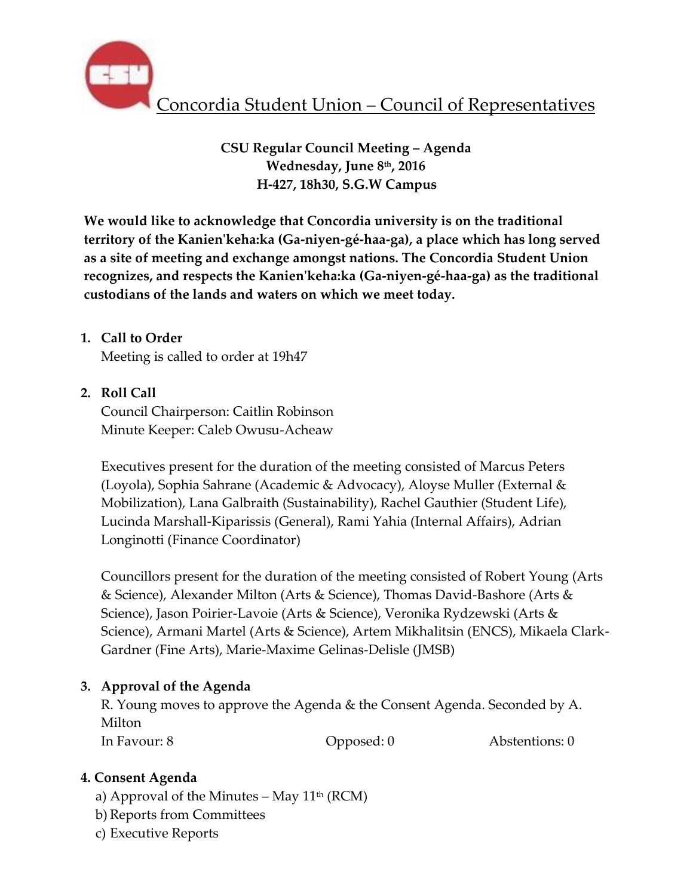# Concordia Student Union – Council of Representatives

**CSU Regular Council Meeting – Agenda**
**Wednesday, June 8th, 2016**
**H-427, 18h30, S.G.W Campus**

**We would like to acknowledge that Concordia university is on the traditional territory of the Kanien'keha:ka (Ga-niyen-gé-haa-ga), a place which has long served as a site of meeting and exchange amongst nations. The Concordia Student Union recognizes, and respects the Kanien'keha:ka (Ga-niyen-gé-haa-ga) as the traditional custodians of the lands and waters on which we meet today.**

1. **Call to Order**

   Meeting is called to order at 19h47

2. **Roll Call**

   Council Chairperson: Caitlin Robinson
   Minute Keeper: Caleb Owusu-Acheaw

   Executives present for the duration of the meeting consisted of Marcus Peters (Loyola), Sophia Sahrane (Academic & Advocacy), Aloyse Muller (External & Mobilization), Lana Galbraith (Sustainability), Rachel Gauthier (Student Life), Lucinda Marshall-Kiparissis (General), Rami Yahia (Internal Affairs), Adrian Longinotti (Finance Coordinator)

   Councillors present for the duration of the meeting consisted of Robert Young (Arts & Science), Alexander Milton (Arts & Science), Thomas David-Bashore (Arts & Science), Jason Poirier-Lavoie (Arts & Science), Veronika Rydzewski (Arts & Science), Armani Martel (Arts & Science), Artem Mikhalitsin (ENCS), Mikaela Clark-Gardner (Fine Arts), Marie-Maxime Gelinas-Delisle (JMSB)

3. **Approval of the Agenda**

   R. Young moves to approve the Agenda & the Consent Agenda. Seconded by A. Milton

   In Favour: 8 Opposed: 0 Abstentions: 0

4. **Consent Agenda**

   a) Approval of the Minutes – May 11th (RCM)
   b) Reports from Committees
   c) Executive Reports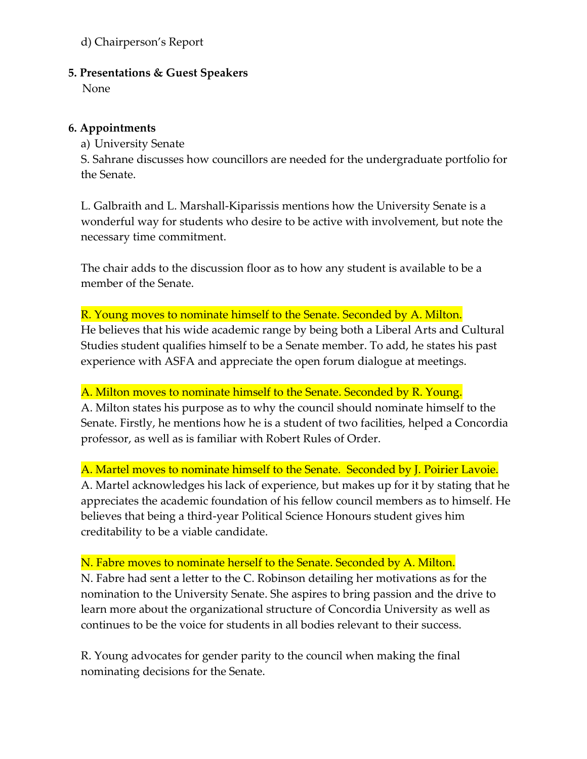d) Chairperson's Report

**5. Presentations & Guest Speakers**

None

**6. Appointments**

a) University Senate

S. Sahrane discusses how councillors are needed for the undergraduate portfolio for the Senate.

L. Galbraith and L. Marshall-Kiparissis mentions how the University Senate is a wonderful way for students who desire to be active with involvement, but note the necessary time commitment.

The chair adds to the discussion floor as to how any student is available to be a member of the Senate.

R. Young moves to nominate himself to the Senate. Seconded by A. Milton.
He believes that his wide academic range by being both a Liberal Arts and Cultural Studies student qualifies himself to be a Senate member. To add, he states his past experience with ASFA and appreciate the open forum dialogue at meetings.

A. Milton moves to nominate himself to the Senate. Seconded by R. Young.
A. Milton states his purpose as to why the council should nominate himself to the Senate. Firstly, he mentions how he is a student of two facilities, helped a Concordia professor, as well as is familiar with Robert Rules of Order.

A. Martel moves to nominate himself to the Senate. Seconded by J. Poirier Lavoie.
A. Martel acknowledges his lack of experience, but makes up for it by stating that he appreciates the academic foundation of his fellow council members as to himself. He believes that being a third-year Political Science Honours student gives him creditability to be a viable candidate.

N. Fabre moves to nominate herself to the Senate. Seconded by A. Milton.
N. Fabre had sent a letter to the C. Robinson detailing her motivations as for the nomination to the University Senate. She aspires to bring passion and the drive to learn more about the organizational structure of Concordia University as well as continues to be the voice for students in all bodies relevant to their success.

R. Young advocates for gender parity to the council when making the final nominating decisions for the Senate.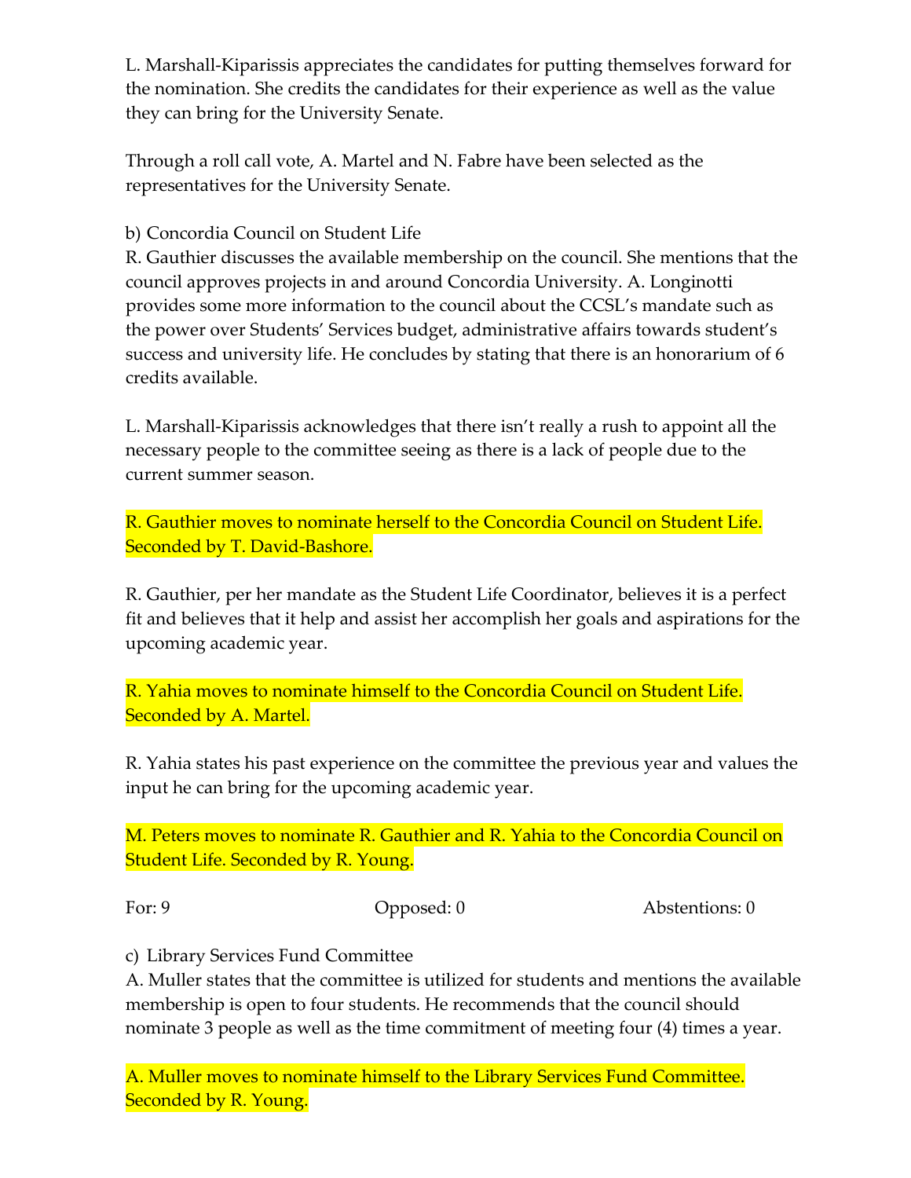L. Marshall-Kiparissis appreciates the candidates for putting themselves forward for the nomination. She credits the candidates for their experience as well as the value they can bring for the University Senate.

Through a roll call vote, A. Martel and N. Fabre have been selected as the representatives for the University Senate.

b) Concordia Council on Student Life

R. Gauthier discusses the available membership on the council. She mentions that the council approves projects in and around Concordia University. A. Longinotti provides some more information to the council about the CCSL's mandate such as the power over Students' Services budget, administrative affairs towards student's success and university life. He concludes by stating that there is an honorarium of 6 credits available.

L. Marshall-Kiparissis acknowledges that there isn't really a rush to appoint all the necessary people to the committee seeing as there is a lack of people due to the current summer season.

R. Gauthier moves to nominate herself to the Concordia Council on Student Life. Seconded by T. David-Bashore.

R. Gauthier, per her mandate as the Student Life Coordinator, believes it is a perfect fit and believes that it help and assist her accomplish her goals and aspirations for the upcoming academic year.

R. Yahia moves to nominate himself to the Concordia Council on Student Life. Seconded by A. Martel.

R. Yahia states his past experience on the committee the previous year and values the input he can bring for the upcoming academic year.

M. Peters moves to nominate R. Gauthier and R. Yahia to the Concordia Council on Student Life. Seconded by R. Young.

For: 9 Opposed: 0 Abstentions: 0

c) Library Services Fund Committee

A. Muller states that the committee is utilized for students and mentions the available membership is open to four students. He recommends that the council should nominate 3 people as well as the time commitment of meeting four (4) times a year.

A. Muller moves to nominate himself to the Library Services Fund Committee. Seconded by R. Young.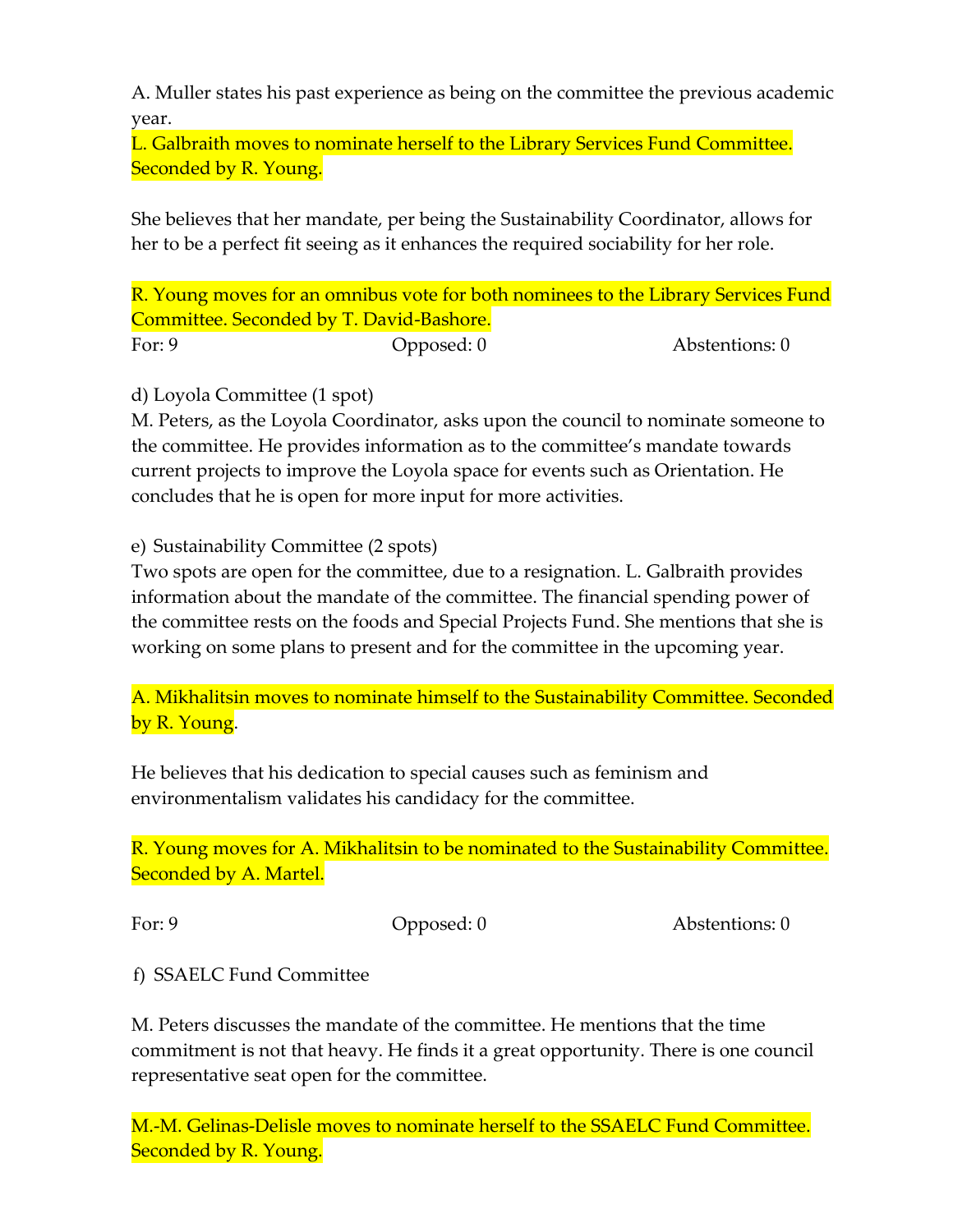A. Muller states his past experience as being on the committee the previous academic year.

L. Galbraith moves to nominate herself to the Library Services Fund Committee. Seconded by R. Young.

She believes that her mandate, per being the Sustainability Coordinator, allows for her to be a perfect fit seeing as it enhances the required sociability for her role.

R. Young moves for an omnibus vote for both nominees to the Library Services Fund Committee. Seconded by T. David-Bashore.

For: 9 Opposed: 0 Abstentions: 0

d) Loyola Committee (1 spot)

M. Peters, as the Loyola Coordinator, asks upon the council to nominate someone to the committee. He provides information as to the committee's mandate towards current projects to improve the Loyola space for events such as Orientation. He concludes that he is open for more input for more activities.

e) Sustainability Committee (2 spots)

Two spots are open for the committee, due to a resignation. L. Galbraith provides information about the mandate of the committee. The financial spending power of the committee rests on the foods and Special Projects Fund. She mentions that she is working on some plans to present and for the committee in the upcoming year.

A. Mikhalitsin moves to nominate himself to the Sustainability Committee. Seconded by R. Young.

He believes that his dedication to special causes such as feminism and environmentalism validates his candidacy for the committee.

R. Young moves for A. Mikhalitsin to be nominated to the Sustainability Committee. Seconded by A. Martel.

For: 9 Opposed: 0 Abstentions: 0

f) SSAELC Fund Committee

M. Peters discusses the mandate of the committee. He mentions that the time commitment is not that heavy. He finds it a great opportunity. There is one council representative seat open for the committee.

M.-M. Gelinas-Delisle moves to nominate herself to the SSAELC Fund Committee. Seconded by R. Young.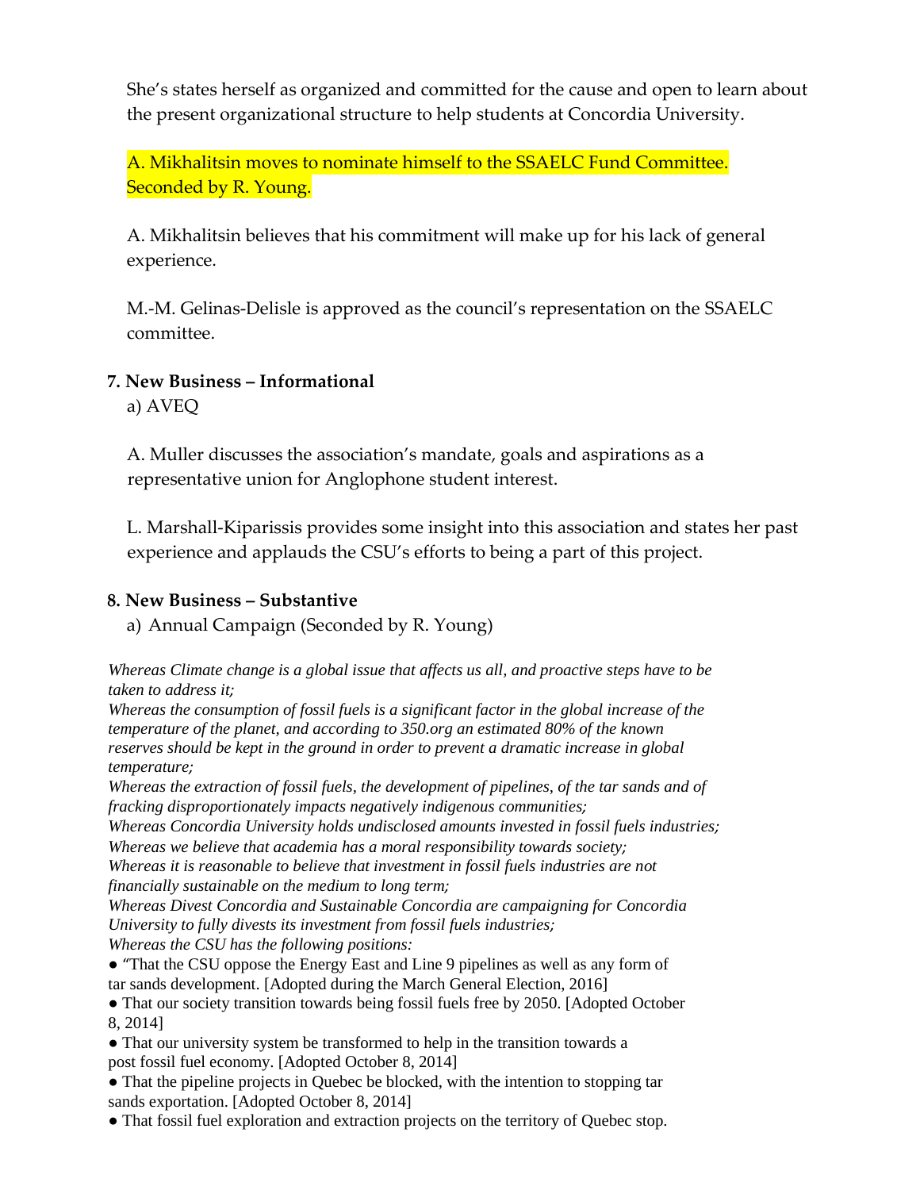She's states herself as organized and committed for the cause and open to learn about the present organizational structure to help students at Concordia University.

A. Mikhalitsin moves to nominate himself to the SSAELC Fund Committee. Seconded by R. Young.

A. Mikhalitsin believes that his commitment will make up for his lack of general experience.

M.-M. Gelinas-Delisle is approved as the council's representation on the SSAELC committee.

**7. New Business – Informational**

a) AVEQ

A. Muller discusses the association's mandate, goals and aspirations as a representative union for Anglophone student interest.

L. Marshall-Kiparissis provides some insight into this association and states her past experience and applauds the CSU's efforts to being a part of this project.

**8. New Business – Substantive**

a) Annual Campaign (Seconded by R. Young)

*Whereas Climate change is a global issue that affects us all, and proactive steps have to be taken to address it;*
*Whereas the consumption of fossil fuels is a significant factor in the global increase of the temperature of the planet, and according to 350.org an estimated 80% of the known reserves should be kept in the ground in order to prevent a dramatic increase in global temperature;*
*Whereas the extraction of fossil fuels, the development of pipelines, of the tar sands and of fracking disproportionately impacts negatively indigenous communities;*
*Whereas Concordia University holds undisclosed amounts invested in fossil fuels industries;*
*Whereas we believe that academia has a moral responsibility towards society;*
*Whereas it is reasonable to believe that investment in fossil fuels industries are not financially sustainable on the medium to long term;*
*Whereas Divest Concordia and Sustainable Concordia are campaigning for Concordia University to fully divests its investment from fossil fuels industries;*
*Whereas the CSU has the following positions:*

- "That the CSU oppose the Energy East and Line 9 pipelines as well as any form of tar sands development. [Adopted during the March General Election, 2016]
- That our society transition towards being fossil fuels free by 2050. [Adopted October 8, 2014]
- That our university system be transformed to help in the transition towards a post fossil fuel economy. [Adopted October 8, 2014]
- That the pipeline projects in Quebec be blocked, with the intention to stopping tar sands exportation. [Adopted October 8, 2014]
- That fossil fuel exploration and extraction projects on the territory of Quebec stop.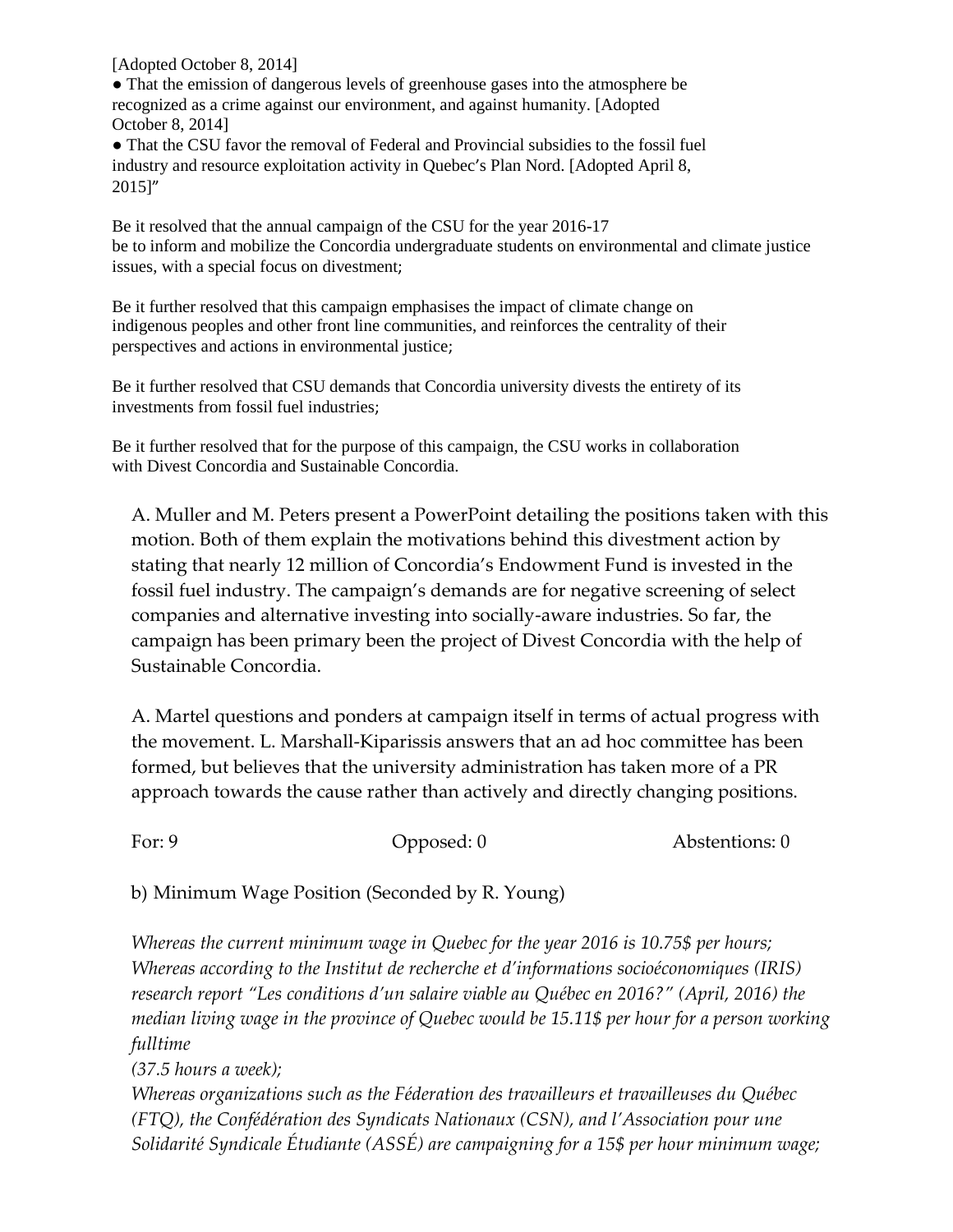[Adopted October 8, 2014]

- That the emission of dangerous levels of greenhouse gases into the atmosphere be recognized as a crime against our environment, and against humanity. [Adopted October 8, 2014]
- That the CSU favor the removal of Federal and Provincial subsidies to the fossil fuel industry and resource exploitation activity in Quebec's Plan Nord. [Adopted April 8, 2015]"

Be it resolved that the annual campaign of the CSU for the year 2016-17 be to inform and mobilize the Concordia undergraduate students on environmental and climate justice issues, with a special focus on divestment;

Be it further resolved that this campaign emphasises the impact of climate change on indigenous peoples and other front line communities, and reinforces the centrality of their perspectives and actions in environmental justice;

Be it further resolved that CSU demands that Concordia university divests the entirety of its investments from fossil fuel industries;

Be it further resolved that for the purpose of this campaign, the CSU works in collaboration with Divest Concordia and Sustainable Concordia.

A. Muller and M. Peters present a PowerPoint detailing the positions taken with this motion. Both of them explain the motivations behind this divestment action by stating that nearly 12 million of Concordia's Endowment Fund is invested in the fossil fuel industry. The campaign's demands are for negative screening of select companies and alternative investing into socially-aware industries. So far, the campaign has been primary been the project of Divest Concordia with the help of Sustainable Concordia.

A. Martel questions and ponders at campaign itself in terms of actual progress with the movement. L. Marshall-Kiparissis answers that an ad hoc committee has been formed, but believes that the university administration has taken more of a PR approach towards the cause rather than actively and directly changing positions.

For: 9 Opposed: 0 Abstentions: 0

b) Minimum Wage Position (Seconded by R. Young)

*Whereas the current minimum wage in Quebec for the year 2016 is 10.75$ per hours;*
*Whereas according to the Institut de recherche et d'informations socioéconomiques (IRIS) research report "Les conditions d'un salaire viable au Québec en 2016?" (April, 2016) the median living wage in the province of Quebec would be 15.11$ per hour for a person working fulltime*
*(37.5 hours a week);*
*Whereas organizations such as the Féderation des travailleurs et travailleuses du Québec (FTQ), the Confédération des Syndicats Nationaux (CSN), and l'Association pour une Solidarité Syndicale Étudiante (ASSÉ) are campaigning for a 15$ per hour minimum wage;*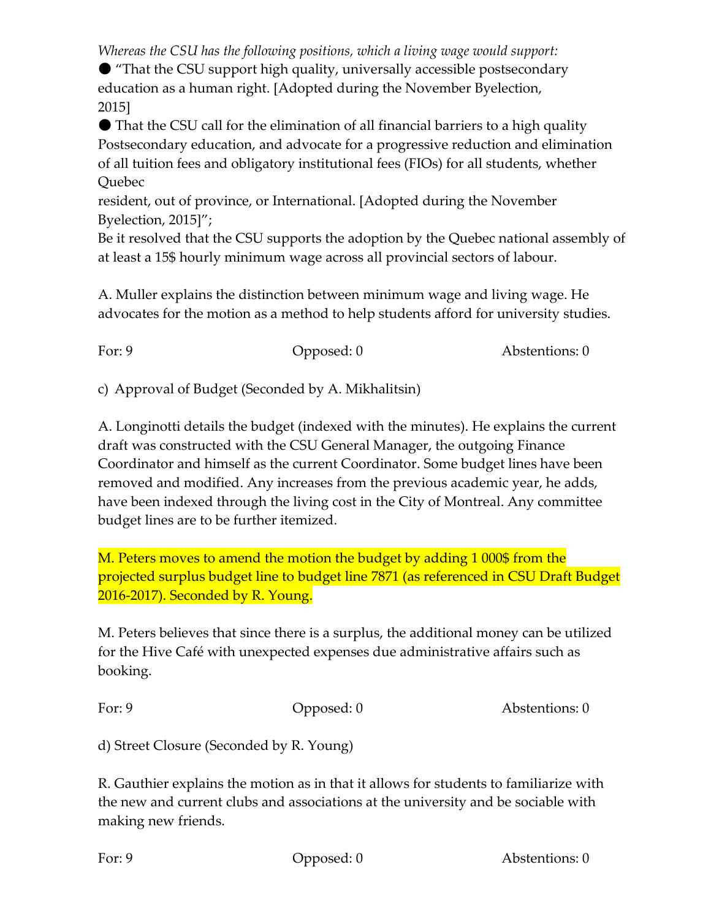*Whereas the CSU has the following positions, which a living wage would support:*

- "That the CSU support high quality, universally accessible postsecondary education as a human right. [Adopted during the November Byelection, 2015]
- That the CSU call for the elimination of all financial barriers to a high quality Postsecondary education, and advocate for a progressive reduction and elimination of all tuition fees and obligatory institutional fees (FIOs) for all students, whether Quebec resident, out of province, or International. [Adopted during the November Byelection, 2015]";

Be it resolved that the CSU supports the adoption by the Quebec national assembly of at least a 15$ hourly minimum wage across all provincial sectors of labour.

A. Muller explains the distinction between minimum wage and living wage. He advocates for the motion as a method to help students afford for university studies.

For: 9 Opposed: 0 Abstentions: 0

c) Approval of Budget (Seconded by A. Mikhalitsin)

A. Longinotti details the budget (indexed with the minutes). He explains the current draft was constructed with the CSU General Manager, the outgoing Finance Coordinator and himself as the current Coordinator. Some budget lines have been removed and modified. Any increases from the previous academic year, he adds, have been indexed through the living cost in the City of Montreal. Any committee budget lines are to be further itemized.

M. Peters moves to amend the motion the budget by adding 1 000$ from the projected surplus budget line to budget line 7871 (as referenced in CSU Draft Budget 2016-2017). Seconded by R. Young.

M. Peters believes that since there is a surplus, the additional money can be utilized for the Hive Café with unexpected expenses due administrative affairs such as booking.

For: 9 Opposed: 0 Abstentions: 0

d) Street Closure (Seconded by R. Young)

R. Gauthier explains the motion as in that it allows for students to familiarize with the new and current clubs and associations at the university and be sociable with making new friends.

For: 9 Opposed: 0 Abstentions: 0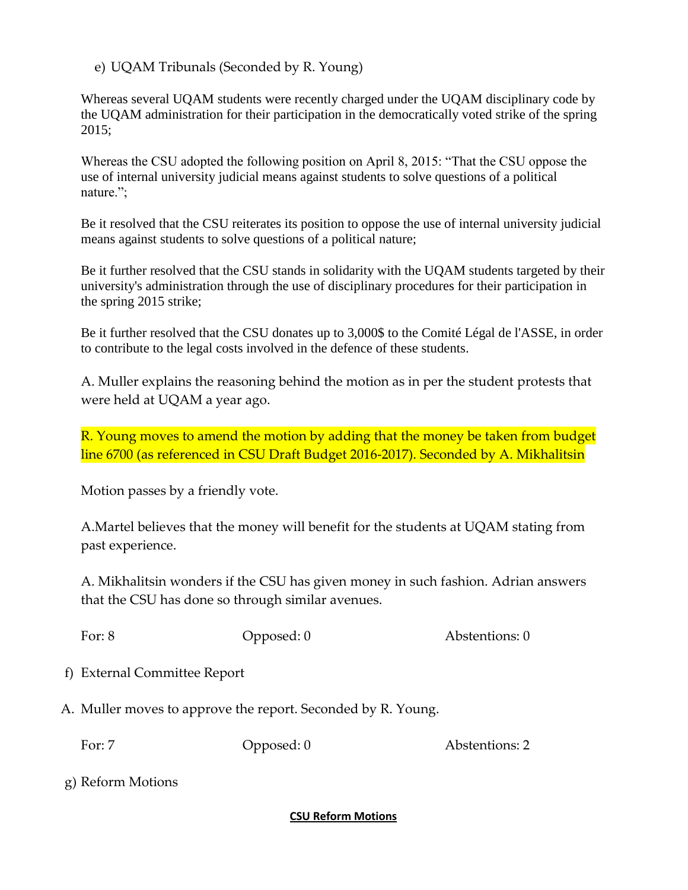e) UQAM Tribunals (Seconded by R. Young)

Whereas several UQAM students were recently charged under the UQAM disciplinary code by the UQAM administration for their participation in the democratically voted strike of the spring 2015;

Whereas the CSU adopted the following position on April 8, 2015: “That the CSU oppose the use of internal university judicial means against students to solve questions of a political nature.”;

Be it resolved that the CSU reiterates its position to oppose the use of internal university judicial means against students to solve questions of a political nature;

Be it further resolved that the CSU stands in solidarity with the UQAM students targeted by their university's administration through the use of disciplinary procedures for their participation in the spring 2015 strike;

Be it further resolved that the CSU donates up to 3,000$ to the Comité Légal de l'ASSE, in order to contribute to the legal costs involved in the defence of these students.

A. Muller explains the reasoning behind the motion as in per the student protests that were held at UQAM a year ago.

R. Young moves to amend the motion by adding that the money be taken from budget line 6700 (as referenced in CSU Draft Budget 2016-2017). Seconded by A. Mikhalitsin

Motion passes by a friendly vote.

A.Martel believes that the money will benefit for the students at UQAM stating from past experience.

A. Mikhalitsin wonders if the CSU has given money in such fashion. Adrian answers that the CSU has done so through similar avenues.

For: 8 Opposed: 0 Abstentions: 0

f) External Committee Report

A. Muller moves to approve the report. Seconded by R. Young.

For: 7 Opposed: 0 Abstentions: 2

g) Reform Motions

**CSU Reform Motions**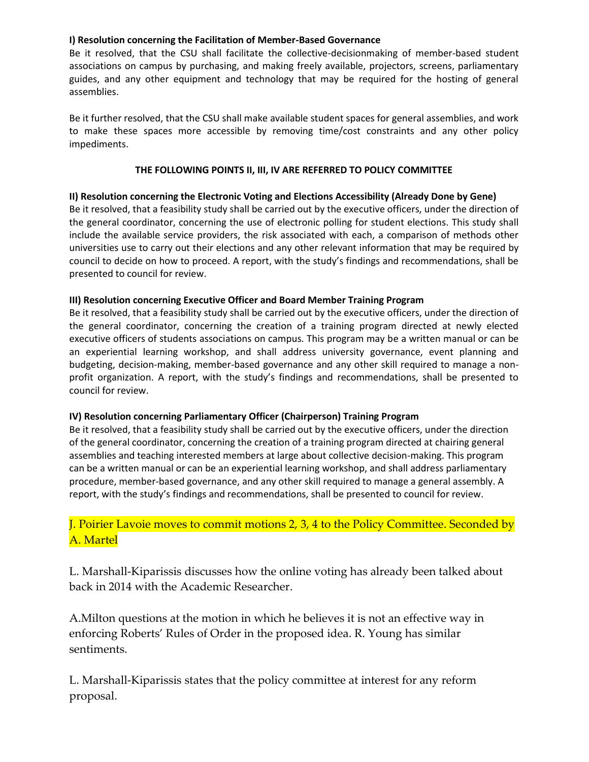**I) Resolution concerning the Facilitation of Member-Based Governance**

Be it resolved, that the CSU shall facilitate the collective-decisionmaking of member-based student associations on campus by purchasing, and making freely available, projectors, screens, parliamentary guides, and any other equipment and technology that may be required for the hosting of general assemblies.

Be it further resolved, that the CSU shall make available student spaces for general assemblies, and work to make these spaces more accessible by removing time/cost constraints and any other policy impediments.

**THE FOLLOWING POINTS II, III, IV ARE REFERRED TO POLICY COMMITTEE**

**II) Resolution concerning the Electronic Voting and Elections Accessibility (Already Done by Gene)**

Be it resolved, that a feasibility study shall be carried out by the executive officers, under the direction of the general coordinator, concerning the use of electronic polling for student elections. This study shall include the available service providers, the risk associated with each, a comparison of methods other universities use to carry out their elections and any other relevant information that may be required by council to decide on how to proceed. A report, with the study's findings and recommendations, shall be presented to council for review.

**III) Resolution concerning Executive Officer and Board Member Training Program**

Be it resolved, that a feasibility study shall be carried out by the executive officers, under the direction of the general coordinator, concerning the creation of a training program directed at newly elected executive officers of students associations on campus. This program may be a written manual or can be an experiential learning workshop, and shall address university governance, event planning and budgeting, decision-making, member-based governance and any other skill required to manage a non-profit organization. A report, with the study's findings and recommendations, shall be presented to council for review.

**IV) Resolution concerning Parliamentary Officer (Chairperson) Training Program**

Be it resolved, that a feasibility study shall be carried out by the executive officers, under the direction of the general coordinator, concerning the creation of a training program directed at chairing general assemblies and teaching interested members at large about collective decision-making. This program can be a written manual or can be an experiential learning workshop, and shall address parliamentary procedure, member-based governance, and any other skill required to manage a general assembly. A report, with the study's findings and recommendations, shall be presented to council for review.

J. Poirier Lavoie moves to commit motions 2, 3, 4 to the Policy Committee. Seconded by A. Martel

L. Marshall-Kiparissis discusses how the online voting has already been talked about back in 2014 with the Academic Researcher.

A.Milton questions at the motion in which he believes it is not an effective way in enforcing Roberts' Rules of Order in the proposed idea. R. Young has similar sentiments.

L. Marshall-Kiparissis states that the policy committee at interest for any reform proposal.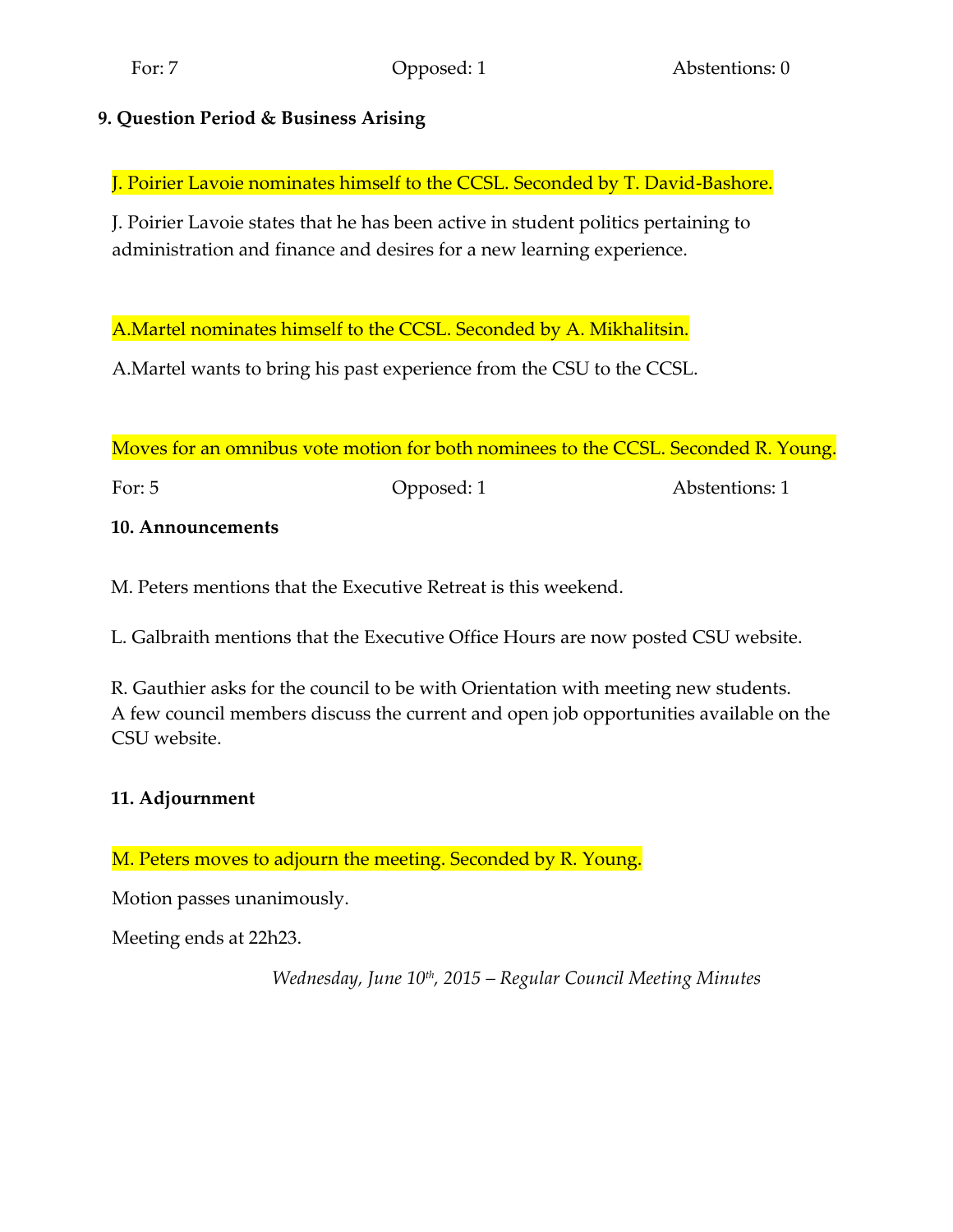| For: 7 | Opposed: 1 | Abstentions: 0 |
| --- | --- | --- |

**9. Question Period & Business Arising**

J. Poirier Lavoie nominates himself to the CCSL. Seconded by T. David-Bashore.

J. Poirier Lavoie states that he has been active in student politics pertaining to administration and finance and desires for a new learning experience.

A.Martel nominates himself to the CCSL. Seconded by A. Mikhalitsin.

A.Martel wants to bring his past experience from the CSU to the CCSL.

Moves for an omnibus vote motion for both nominees to the CCSL. Seconded R. Young.

| For: 5 | Opposed: 1 | Abstentions: 1 |
| --- | --- | --- |

**10. Announcements**

M. Peters mentions that the Executive Retreat is this weekend.

L. Galbraith mentions that the Executive Office Hours are now posted CSU website.

R. Gauthier asks for the council to be with Orientation with meeting new students. A few council members discuss the current and open job opportunities available on the CSU website.

**11. Adjournment**

M. Peters moves to adjourn the meeting. Seconded by R. Young.

Motion passes unanimously.

Meeting ends at 22h23.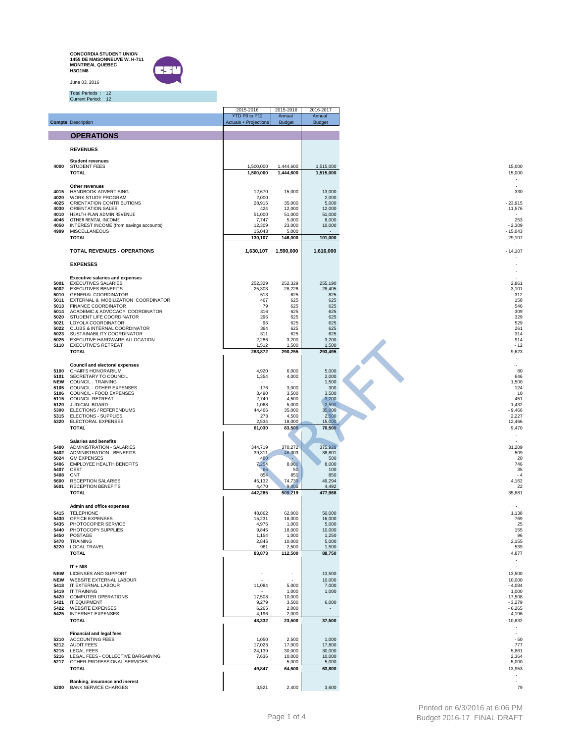**CONCORDIA STUDENT UNION**
**1455 DE MAISONNEUVE W. H-711**
**MONTREAL QUEBEC**
**H3G1M8**

June 03, 2016

Total Periods : 12
Current Period: 12

| Compte | Description | 2015-2016 YTD P0 to P12 Actuals + Projections | 2015-2016 Annual Budget | 2016-2017 Annual Budget | |
|---|---|---|---|---|---|
| | **OPERATIONS** | | | | |
| | **REVENUES** | | | | |
| | **Student revenues** | | | | |
| 4000 | STUDENT FEES | 1,500,000 | 1,444,600 | 1,515,000 | 15,000 |
| | **TOTAL** | **1,500,000** | **1,444,600** | **1,515,000** | 15,000 |
| | | | | | - |
| | **Other revenues** | | | | - |
| 4015 | HANDBOOK ADVERTISING | 12,670 | 15,000 | 13,000 | 330 |
| 4020 | WORK STUDY PROGRAM | 2,000 | - | 2,000 | - |
| 4025 | ORIENTATION CONTRIBUTIONS | 28,915 | 35,000 | 5,000 | - 23,915 |
| 4030 | ORIENTATION SALES | 424 | 12,000 | 12,000 | 11,576 |
| 4010 | HEALTH PLAN ADMIN REVENUE | 51,000 | 51,000 | 51,000 | - |
| 4046 | OTHER RENTAL INCOME | 7,747 | 5,000 | 8,000 | 253 |
| 4050 | INTEREST INCOME (from savings accounts) | 12,309 | 23,000 | 10,000 | - 2,309 |
| 4999 | MISCELLANEOUS | 15,043 | 5,000 | - | - 15,043 |
| | **TOTAL** | **130,107** | **146,000** | **101,000** | - 29,107 |
| | | | | | - |
| | **TOTAL REVENUES - OPERATIONS** | **1,630,107** | **1,590,600** | **1,616,000** | - 14,107 |
| | **EXPENSES** | | | | - |
| | | | | | - |
| | **Executive salaries and expenses** | | | | - |
| 5001 | EXECUTIVES SALARIES | 252,329 | 252,329 | 255,190 | 2,861 |
| 5002 | EXECUTIVES BENEFITS | 25,303 | 28,226 | 28,405 | 3,101 |
| 5010 | GENERAL COORDINATOR | 513 | 625 | 825 | 312 |
| 5011 | EXTERNAL & MOBILIZATION COORDINATOR | 467 | 625 | 625 | 158 |
| 5013 | FINANCE COORDINATOR | 79 | 625 | 625 | 546 |
| 5014 | ACADEMIC & ADVOCACY COORDINATOR | 316 | 625 | 625 | 309 |
| 5020 | STUDENT LIFE COORDINATOR | 296 | 625 | 625 | 329 |
| 5021 | LOYOLA COORDINATOR | 96 | 625 | 625 | 529 |
| 5022 | CLUBS & INTERNAL COORDINATOR | 364 | 625 | 625 | 261 |
| 5023 | SUSTAINABILITY COORDINATOR | 311 | 625 | 625 | 314 |
| 5025 | EXECUTIVE HARDWARE ALLOCATION | 2,286 | 3,200 | 3,200 | 914 |
| 5110 | EXECUTIVE'S RETREAT | 1,512 | 1,500 | 1,500 | - 12 |
| | **TOTAL** | **283,872** | **290,255** | **293,495** | 9,623 |
| | | | | | - |
| | **Council and electoral expenses** | | | | - |
| 5100 | CHAIR'S HONORARIUM | 4,920 | 6,000 | 5,000 | 80 |
| 5101 | SECRETARY TO COUNCIL | 1,354 | 4,000 | 2,000 | 646 |
| NEW | COUNCIL - TRAINING | - | - | 1,500 | 1,500 |
| 5105 | COUNCIL - OTHER EXPENSES | 176 | 3,000 | 300 | 124 |
| 5106 | COUNCIL - FOOD EXPENSES | 3,490 | 3,500 | 3,500 | 10 |
| 5115 | COUNCIL RETREAT | 2,749 | 4,500 | 3,200 | 451 |
| 5120 | JUDICIAL BOARD | 1,068 | 5,000 | 2,500 | 1,432 |
| 5300 | ELECTIONS / REFERENDUMS | 44,466 | 35,000 | 35,000 | - 9,466 |
| 5315 | ELECTIONS - SUPPLIES | 273 | 4,500 | 2,500 | 2,227 |
| 5320 | ELECTORAL EXPENSES | 2,534 | 18,000 | 15,000 | 12,466 |
| | **TOTAL** | **61,030** | **83,500** | **70,500** | 9,470 |
| | | | | | - |
| | **Salaries and benefits** | | | | - |
| 5400 | ADMINISTRATION - SALARIES | 344,719 | 370,272 | 375,928 | 31,209 |
| 5402 | ADMINISTRATION - BENEFITS | 39,311 | 46,303 | 38,801 | - 509 |
| 5024 | GM EXPENSES | 480 | - | 500 | 20 |
| 5406 | EMPLOYEE HEALTH BENEFITS | 7,254 | 8,000 | 8,000 | 746 |
| 5407 | CSST | 65 | 50 | 100 | 35 |
| 5408 | CNT | 854 | 850 | 850 | - 4 |
| 5600 | RECEPTION SALARIES | 45,132 | 74,739 | 49,294 | 4,162 |
| 5601 | RECEPTION BENEFITS | 4,470 | 9,005 | 4,492 | 22 |
| | **TOTAL** | **442,285** | **509,219** | **477,966** | 35,681 |
| | | | | | - |
| | **Admin and office expenses** | | | | - |
| 5415 | TELEPHONE | 48,862 | 62,000 | 50,000 | 1,138 |
| 5430 | OFFICE EXPENSES | 15,231 | 18,000 | 16,000 | 769 |
| 5435 | PHOTOCOPIER SERVICE | 4,975 | 1,000 | 5,000 | 25 |
| 5440 | PHOTOCOPY SUPPLIES | 9,845 | 18,000 | 10,000 | 155 |
| 5450 | POSTAGE | 1,154 | 1,000 | 1,250 | 96 |
| 5470 | TRAINING | 2,845 | 10,000 | 5,000 | 2,155 |
| 5220 | LOCAL TRAVEL | 961 | 2,500 | 1,500 | 539 |
| | **TOTAL** | **83,873** | **112,500** | **88,750** | 4,877 |
| | | | | | - |
| | **IT + MIS** | | | | - |
| NEW | LICENSES AND SUPPORT | - | - | 13,500 | 13,500 |
| NEW | WEBSITE EXTERNAL LABOUR | - | - | 10,000 | 10,000 |
| 5418 | IT EXTERNAL LABOUR | 11,084 | 5,000 | 7,000 | - 4,084 |
| 5419 | IT TRAINING | - | 1,000 | 1,000 | 1,000 |
| 5420 | COMPUTER OPERATIONS | 17,508 | 10,000 | - | - 17,508 |
| 5421 | IT EQUIPMENT | 9,279 | 3,500 | 6,000 | - 3,279 |
| 5422 | WEBSITE EXPENSES | 6,265 | 2,000 | - | - 6,265 |
| 5425 | INTERNET EXPENSES | 4,196 | 2,000 | - | - 4,196 |
| | **TOTAL** | **48,332** | **23,500** | **37,500** | - 10,832 |
| | | | | | - |
| | **Financial and legal fees** | | | | - |
| 5210 | ACCOUNTING FEES | 1,050 | 2,500 | 1,000 | - 50 |
| 5212 | AUDIT FEES | 17,023 | 17,000 | 17,800 | 777 |
| 5215 | LEGAL FEES | 24,139 | 30,000 | 30,000 | 5,861 |
| 5216 | LEGAL FEES - COLLECTIVE BARGAINING | 7,636 | 10,000 | 10,000 | 2,364 |
| 5217 | OTHER PROFESSIONAL SERVICES | - | 5,000 | 5,000 | 5,000 |
| | **TOTAL** | **49,847** | **64,500** | **63,800** | 13,953 |
| | | | | | - |
| | **Banking, insurance and inerest** | | | | - |
| 5200 | BANK SERVICE CHARGES | 3,521 | 2,400 | 3,600 | 79 |

Printed on 6/3/2016 at 6:06 PM
Budget 2016-17 FINAL DRAFT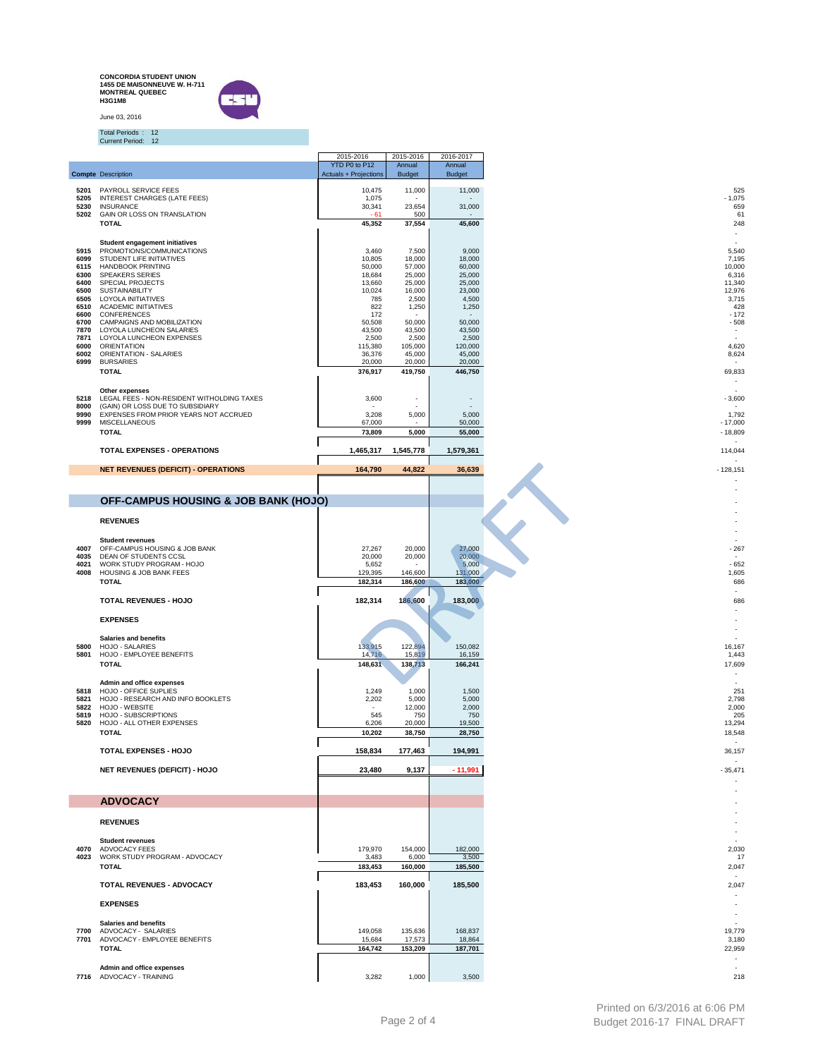**CONCORDIA STUDENT UNION**
**1455 DE MAISONNEUVE W. H-711**
**MONTREAL QUEBEC**
**H3G1M8**

June 03, 2016

Total Periods : 12
Current Period: 12

| Compte | Description | 2015-2016 YTD P0 to P12 Actuals + Projections | 2015-2016 Annual Budget | 2016-2017 Annual Budget | |
|---|---|---|---|---|---|
| 5201 | PAYROLL SERVICE FEES | 10,475 | 11,000 | 11,000 | 525 |
| 5205 | INTEREST CHARGES (LATE FEES) | 1,075 | - | - | - 1,075 |
| 5230 | INSURANCE | 30,341 | 23,654 | 31,000 | 659 |
| 5202 | GAIN OR LOSS ON TRANSLATION | - 61 | 500 | - | 61 |
| | **TOTAL** | **45,352** | **37,554** | **45,600** | 248 |
| | **Student engagement initiatives** | | | | |
| 5915 | PROMOTIONS/COMMUNICATIONS | 3,460 | 7,500 | 9,000 | 5,540 |
| 6099 | STUDENT LIFE INITIATIVES | 10,805 | 18,000 | 18,000 | 7,195 |
| 6115 | HANDBOOK PRINTING | 50,000 | 57,000 | 60,000 | 10,000 |
| 6300 | SPEAKERS SERIES | 18,684 | 25,000 | 25,000 | 6,316 |
| 6400 | SPECIAL PROJECTS | 13,660 | 25,000 | 25,000 | 11,340 |
| 6500 | SUSTAINABILITY | 10,024 | 16,000 | 23,000 | 12,976 |
| 6505 | LOYOLA INITIATIVES | 785 | 2,500 | 4,500 | 3,715 |
| 6510 | ACADEMIC INITIATIVES | 822 | 1,250 | 1,250 | 428 |
| 6600 | CONFERENCES | 172 | - | - | - 172 |
| 6700 | CAMPAIGNS AND MOBILIZATION | 50,508 | 50,000 | 50,000 | - 508 |
| 7870 | LOYOLA LUNCHEON SALARIES | 43,500 | 43,500 | 43,500 | - |
| 7871 | LOYOLA LUNCHEON EXPENSES | 2,500 | 2,500 | 2,500 | - |
| 6000 | ORIENTATION | 115,380 | 105,000 | 120,000 | 4,620 |
| 6002 | ORIENTATION - SALARIES | 36,376 | 45,000 | 45,000 | 8,624 |
| 6999 | BURSARIES | 20,000 | 20,000 | 20,000 | - |
| | **TOTAL** | **376,917** | **419,750** | **446,750** | 69,833 |
| | **Other expenses** | | | | |
| 5218 | LEGAL FEES - NON-RESIDENT WITHOLDING TAXES | 3,600 | - | - | - 3,600 |
| 8000 | (GAIN) OR LOSS DUE TO SUBSIDIARY | - | - | - | - |
| 9990 | EXPENSES FROM PRIOR YEARS NOT ACCRUED | 3,208 | 5,000 | 5,000 | 1,792 |
| 9999 | MISCELLANEOUS | 67,000 | - | 50,000 | - 17,000 |
| | **TOTAL** | **73,809** | **5,000** | **55,000** | - 18,809 |
| | **TOTAL EXPENSES - OPERATIONS** | **1,465,317** | **1,545,778** | **1,579,361** | 114,044 |
| | **NET REVENUES (DEFICIT) - OPERATIONS** | **164,790** | **44,822** | **36,639** | - 128,151 |
| | **OFF-CAMPUS HOUSING & JOB BANK (HOJO)** | | | | |
| | **REVENUES** | | | | |
| | **Student revenues** | | | | |
| 4007 | OFF-CAMPUS HOUSING & JOB BANK | 27,267 | 20,000 | 27,000 | - 267 |
| 4035 | DEAN OF STUDENTS CCSL | 20,000 | 20,000 | 20,000 | - |
| 4021 | WORK STUDY PROGRAM - HOJO | 5,652 | - | 5,000 | - 652 |
| 4008 | HOUSING & JOB BANK FEES | 129,395 | 146,600 | 131,000 | 1,605 |
| | **TOTAL** | **182,314** | **186,600** | **183,000** | 686 |
| | **TOTAL REVENUES - HOJO** | **182,314** | **186,600** | **183,000** | 686 |
| | **EXPENSES** | | | | |
| | **Salaries and benefits** | | | | |
| 5800 | HOJO - SALARIES | 133,915 | 122,894 | 150,082 | 16,167 |
| 5801 | HOJO - EMPLOYEE BENEFITS | 14,716 | 15,819 | 16,159 | 1,443 |
| | **TOTAL** | **148,631** | **138,713** | **166,241** | 17,609 |
| | **Admin and office expenses** | | | | |
| 5818 | HOJO - OFFICE SUPLIES | 1,249 | 1,000 | 1,500 | 251 |
| 5821 | HOJO - RESEARCH AND INFO BOOKLETS | 2,202 | 5,000 | 5,000 | 2,798 |
| 5822 | HOJO - WEBSITE | - | 12,000 | 2,000 | 2,000 |
| 5819 | HOJO - SUBSCRIPTIONS | 545 | 750 | 750 | 205 |
| 5820 | HOJO - ALL OTHER EXPENSES | 6,206 | 20,000 | 19,500 | 13,294 |
| | **TOTAL** | **10,202** | **38,750** | **28,750** | 18,548 |
| | **TOTAL EXPENSES - HOJO** | **158,834** | **177,463** | **194,991** | 36,157 |
| | **NET REVENUES (DEFICIT) - HOJO** | **23,480** | **9,137** | **- 11,991** | - 35,471 |
| | **ADVOCACY** | | | | |
| | **REVENUES** | | | | |
| | **Student revenues** | | | | |
| 4070 | ADVOCACY FEES | 179,970 | 154,000 | 182,000 | 2,030 |
| 4023 | WORK STUDY PROGRAM - ADVOCACY | 3,483 | 6,000 | 3,500 | 17 |
| | **TOTAL** | **183,453** | **160,000** | **185,500** | 2,047 |
| | **TOTAL REVENUES - ADVOCACY** | **183,453** | **160,000** | **185,500** | 2,047 |
| | **EXPENSES** | | | | |
| | **Salaries and benefits** | | | | |
| 7700 | ADVOCACY - SALARIES | 149,058 | 135,636 | 168,837 | 19,779 |
| 7701 | ADVOCACY - EMPLOYEE BENEFITS | 15,684 | 17,573 | 18,864 | 3,180 |
| | **TOTAL** | **164,742** | **153,209** | **187,701** | 22,959 |
| | **Admin and office expenses** | | | | |
| 7716 | ADVOCACY - TRAINING | 3,282 | 1,000 | 3,500 | 218 |

DRAFT

Printed on 6/3/2016 at 6:06 PM
Budget 2016-17 FINAL DRAFT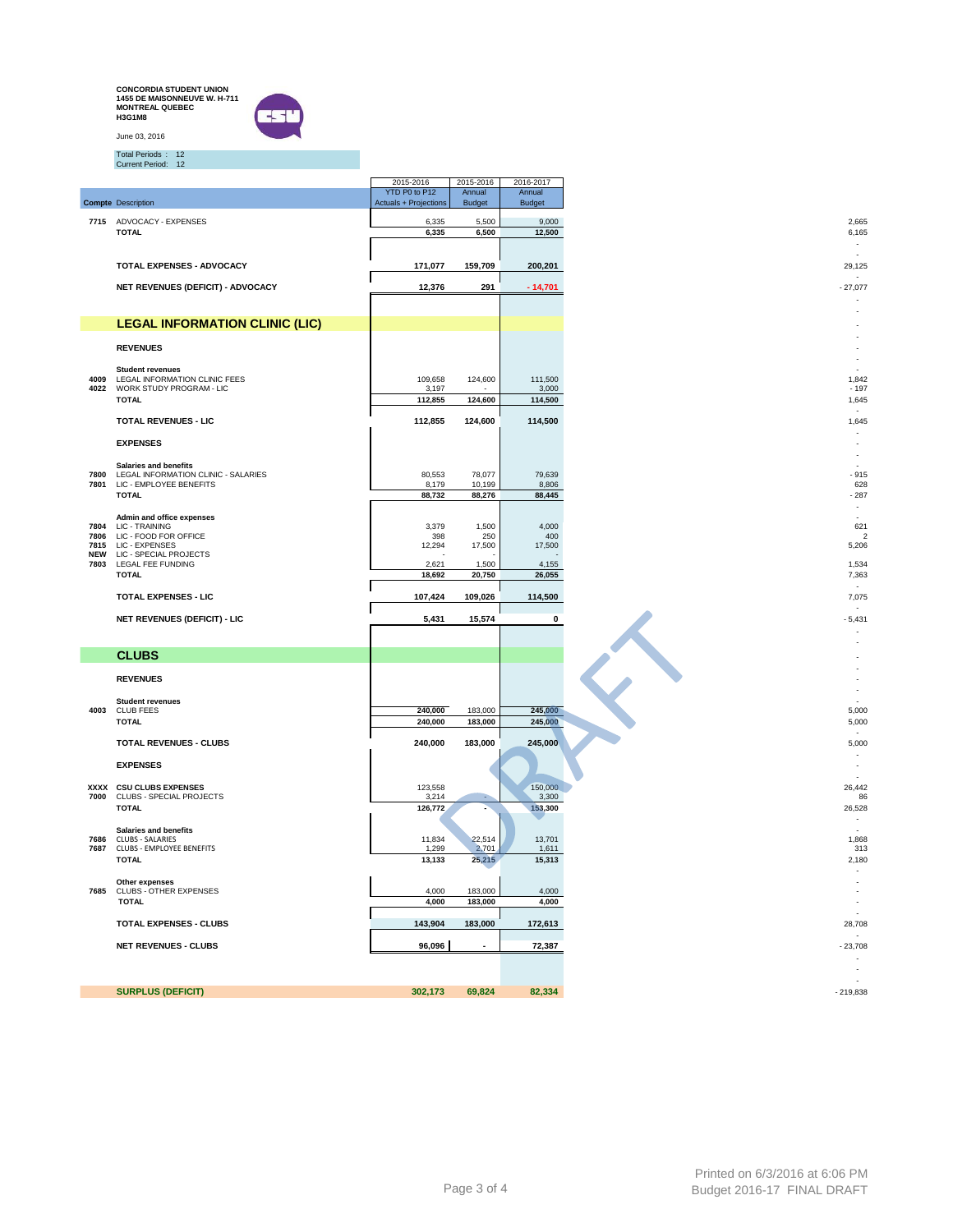CONCORDIA STUDENT UNION
1455 DE MAISONNEUVE W. H-711
MONTREAL QUEBEC
H3G1M8

June 03, 2016

Total Periods : 12
Current Period: 12

| Compte | Description | 2015-2016 YTD P0 to P12 Actuals + Projections | 2015-2016 Annual Budget | 2016-2017 Annual Budget | |
|---|---|---|---|---|---|
| 7715 | ADVOCACY - EXPENSES | 6,335 | 5,500 | 9,000 | 2,665 |
| | **TOTAL** | **6,335** | **6,500** | **12,500** | 6,165 |
| | | | | | - |
| | | | | | - |
| | **TOTAL EXPENSES - ADVOCACY** | **171,077** | **159,709** | **200,201** | 29,125 |
| | | | | | - |
| | **NET REVENUES (DEFICIT) - ADVOCACY** | **12,376** | **291** | **- 14,701** | - 27,077 |
| | | | | | - |
| | | | | | - |
| | **LEGAL INFORMATION CLINIC (LIC)** | | | | - |
| | | | | | - |
| | **REVENUES** | | | | - |
| | | | | | - |
| | | | | | - |
| | **Student revenues** | | | | - |
| 4009 | LEGAL INFORMATION CLINIC FEES | 109,658 | 124,600 | 111,500 | 1,842 |
| 4022 | WORK STUDY PROGRAM - LIC | 3,197 | - | 3,000 | - 197 |
| | **TOTAL** | **112,855** | **124,600** | **114,500** | 1,645 |
| | | | | | - |
| | **TOTAL REVENUES - LIC** | **112,855** | **124,600** | **114,500** | 1,645 |
| | | | | | - |
| | **EXPENSES** | | | | - |
| | | | | | - |
| | | | | | - |
| | **Salaries and benefits** | | | | - |
| 7800 | LEGAL INFORMATION CLINIC - SALARIES | 80,553 | 78,077 | 79,639 | - 915 |
| 7801 | LIC - EMPLOYEE BENEFITS | 8,179 | 10,199 | 8,806 | 628 |
| | **TOTAL** | **88,732** | **88,276** | **88,445** | - 287 |
| | | | | | - |
| | **Admin and office expenses** | | | | - |
| 7804 | LIC - TRAINING | 3,379 | 1,500 | 4,000 | 621 |
| 7806 | LIC - FOOD FOR OFFICE | 398 | 250 | 400 | 2 |
| 7815 | LIC - EXPENSES | 12,294 | 17,500 | 17,500 | 5,206 |
| NEW | LIC - SPECIAL PROJECTS | - | - | - | |
| 7803 | LEGAL FEE FUNDING | 2,621 | 1,500 | 4,155 | 1,534 |
| | **TOTAL** | **18,692** | **20,750** | **26,055** | 7,363 |
| | | | | | - |
| | **TOTAL EXPENSES - LIC** | **107,424** | **109,026** | **114,500** | 7,075 |
| | | | | | - |
| | **NET REVENUES (DEFICIT) - LIC** | **5,431** | **15,574** | **0** | - 5,431 |
| | | | | | - |
| | | | | | - |
| | **CLUBS** | | | | - |
| | | | | | - |
| | **REVENUES** | | | | - |
| | | | | | - |
| | | | | | - |
| | **Student revenues** | | | | - |
| 4003 | CLUB FEES | 240,000 | 183,000 | 245,000 | 5,000 |
| | **TOTAL** | **240,000** | **183,000** | **245,000** | 5,000 |
| | | | | | - |
| | **TOTAL REVENUES - CLUBS** | **240,000** | **183,000** | **245,000** | 5,000 |
| | | | | | - |
| | **EXPENSES** | | | | - |
| | | | | | - |
| | | | | | - |
| XXXX | **CSU CLUBS EXPENSES** | 123,558 | | 150,000 | 26,442 |
| 7000 | CLUBS - SPECIAL PROJECTS | 3,214 | - | 3,300 | 86 |
| | **TOTAL** | **126,772** | **-** | **153,300** | 26,528 |
| | | | | | - |
| | **Salaries and benefits** | | | | - |
| 7686 | CLUBS - SALARIES | 11,834 | 22,514 | 13,701 | 1,868 |
| 7687 | CLUBS - EMPLOYEE BENEFITS | 1,299 | 2,701 | 1,611 | 313 |
| | **TOTAL** | **13,133** | **25,215** | **15,313** | 2,180 |
| | | | | | - |
| | **Other expenses** | | | | - |
| 7685 | CLUBS - OTHER EXPENSES | 4,000 | 183,000 | 4,000 | - |
| | **TOTAL** | **4,000** | **183,000** | **4,000** | - |
| | | | | | - |
| | **TOTAL EXPENSES - CLUBS** | **143,904** | **183,000** | **172,613** | 28,708 |
| | | | | | - |
| | **NET REVENUES - CLUBS** | **96,096** | **-** | **72,387** | - 23,708 |
| | | | | | - |
| | | | | | - |
| | | | | | - |
| | **SURPLUS (DEFICIT)** | **302,173** | **69,824** | **82,334** | - 219,838 |

DRAFT

Printed on 6/3/2016 at 6:06 PM
Budget 2016-17 FINAL DRAFT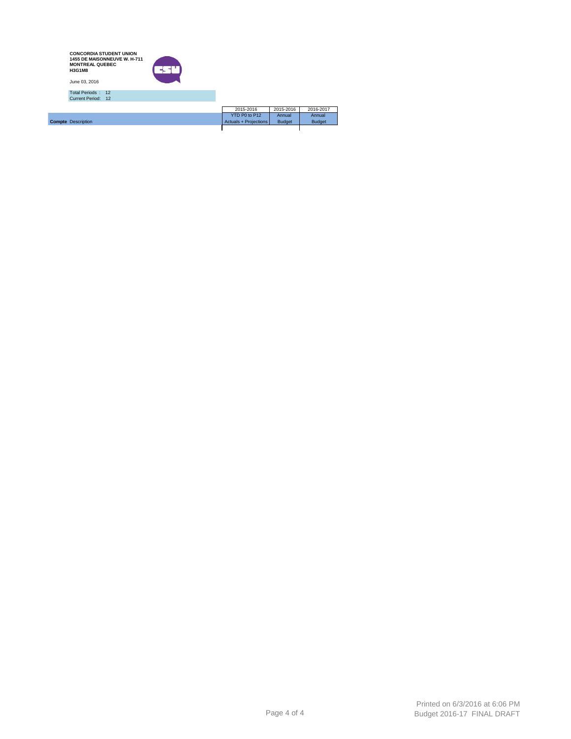**CONCORDIA STUDENT UNION**
**1455 DE MAISONNEUVE W. H-711**
**MONTREAL QUEBEC**
**H3G1M8**

June 03, 2016

Total Periods : 12
Current Period: 12

| | | 2015-2016 | 2015-2016 | 2016-2017 |
|---|---|---|---|---|
| | | YTD P0 to P12 | Annual | Annual |
| **Compte** | Description | Actuals + Projections | Budget | Budget |